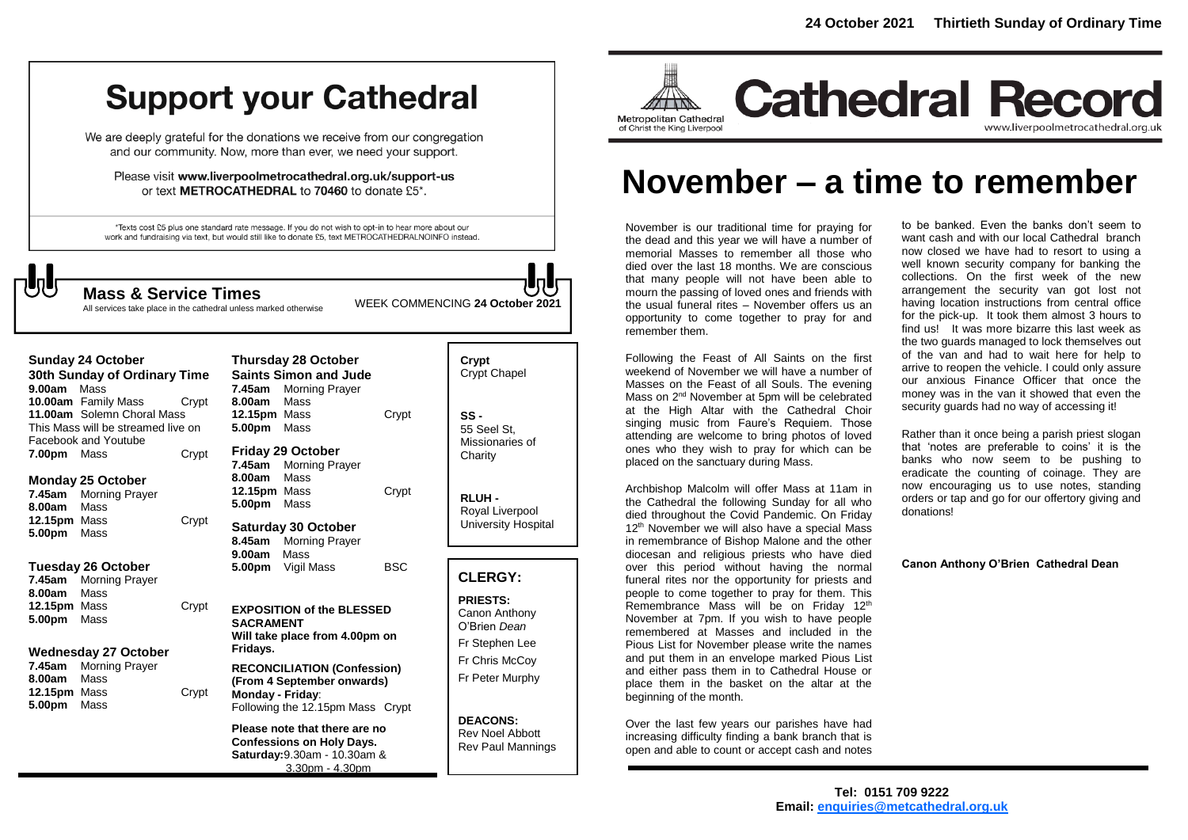24 October 2021 **Thirtieth Sunday of Ordinary Time**

# Support your Cathedral

We are deeply grateful for the donations we receive from our congregation and our community. Now, more than ever, we need your support.

Please visit **www.liverpoolmetrocathedral.org.uk/support-us** or text **METROCATHEDRAL** to **70460** to donate £5*.

*Texts cost £5 plus one standard rate message. If you do not wish to opt-in to hear more about our work and fundraising via text, but would still like to donate £5, text METROCATHEDRALNOINFO instead.

## Mass & Service Times

All services take place in the cathedral unless marked otherwise

WEEK COMMENCING **24 October 2021**

**Sunday 24 October**
**30th Sunday of Ordinary Time**

| | | |
|---|---|---|
| **9.00am** | Mass | |
| **10.00am** | Family Mass | Crypt |
| **11.00am** | Solemn Choral Mass | |

This Mass will be streamed live on Facebook and Youtube

| | | |
|---|---|---|
| **7.00pm** | Mass | Crypt |

**Monday 25 October**

| | | |
|---|---|---|
| **7.45am** | Morning Prayer | |
| **8.00am** | Mass | |
| **12.15pm** | Mass | Crypt |
| **5.00pm** | Mass | |

**Tuesday 26 October**

| | | |
|---|---|---|
| **7.45am** | Morning Prayer | |
| **8.00am** | Mass | |
| **12.15pm** | Mass | Crypt |
| **5.00pm** | Mass | |

**Wednesday 27 October**

| | | |
|---|---|---|
| **7.45am** | Morning Prayer | |
| **8.00am** | Mass | |
| **12.15pm** | Mass | Crypt |
| **5.00pm** | Mass | |

**Thursday 28 October**
**Saints Simon and Jude**

| | | |
|---|---|---|
| **7.45am** | Morning Prayer | |
| **8.00am** | Mass | |
| **12.15pm** | Mass | Crypt |
| **5.00pm** | Mass | |

**Friday 29 October**

| | | |
|---|---|---|
| **7.45am** | Morning Prayer | |
| **8.00am** | Mass | |
| **12.15pm** | Mass | Crypt |
| **5.00pm** | Mass | |

**Saturday 30 October**

| | | |
|---|---|---|
| **8.45am** | Morning Prayer | |
| **9.00am** | Mass | |
| **5.00pm** | Vigil Mass | BSC |

**EXPOSITION of the BLESSED SACRAMENT**
**Will take place from 4.00pm on Fridays.**

**RECONCILIATION (Confession)**
**(From 4 September onwards)**
**Monday - Friday**:
Following the 12.15pm Mass Crypt

**Please note that there are no Confessions on Holy Days.**
**Saturday:**9.30am - 10.30am & 3.30pm - 4.30pm

**Crypt**
Crypt Chapel

**SS -**
55 Seel St, Missionaries of Charity

**RLUH -**
Royal Liverpool University Hospital

## CLERGY:

**PRIESTS:**
Canon Anthony O'Brien *Dean*
Fr Stephen Lee
Fr Chris McCoy
Fr Peter Murphy

**DEACONS:**
Rev Noel Abbott
Rev Paul Mannings

Metropolitan Cathedral of Christ the King Liverpool

# Cathedral Record

www.liverpoolmetrocathedral.org.uk

# November – a time to remember

November is our traditional time for praying for the dead and this year we will have a number of memorial Masses to remember all those who died over the last 18 months. We are conscious that many people will not have been able to mourn the passing of loved ones and friends with the usual funeral rites – November offers us an opportunity to come together to pray for and remember them.

Following the Feast of All Saints on the first weekend of November we will have a number of Masses on the Feast of all Souls. The evening Mass on 2nd November at 5pm will be celebrated at the High Altar with the Cathedral Choir singing music from Faure's Requiem. Those attending are welcome to bring photos of loved ones who they wish to pray for which can be placed on the sanctuary during Mass.

Archbishop Malcolm will offer Mass at 11am in the Cathedral the following Sunday for all who died throughout the Covid Pandemic. On Friday 12th November we will also have a special Mass in remembrance of Bishop Malone and the other diocesan and religious priests who have died over this period without having the normal funeral rites nor the opportunity for priests and people to come together to pray for them. This Remembrance Mass will be on Friday 12th November at 7pm. If you wish to have people remembered at Masses and included in the Pious List for November please write the names and put them in an envelope marked Pious List and either pass them in to Cathedral House or place them in the basket on the altar at the beginning of the month.

Over the last few years our parishes have had increasing difficulty finding a bank branch that is open and able to count or accept cash and notes to be banked. Even the banks don't seem to want cash and with our local Cathedral branch now closed we have had to resort to using a well known security company for banking the collections. On the first week of the new arrangement the security van got lost not having location instructions from central office for the pick-up. It took them almost 3 hours to find us! It was more bizarre this last week as the two guards managed to lock themselves out of the van and had to wait here for help to arrive to reopen the vehicle. I could only assure our anxious Finance Officer that once the money was in the van it showed that even the security guards had no way of accessing it!

Rather than it once being a parish priest slogan that 'notes are preferable to coins' it is the banks who now seem to be pushing to eradicate the counting of coinage. They are now encouraging us to use notes, standing orders or tap and go for our offertory giving and donations!

**Canon Anthony O'Brien Cathedral Dean**

**Tel: 0151 709 9222**
**Email: enquiries@metcathedral.org.uk**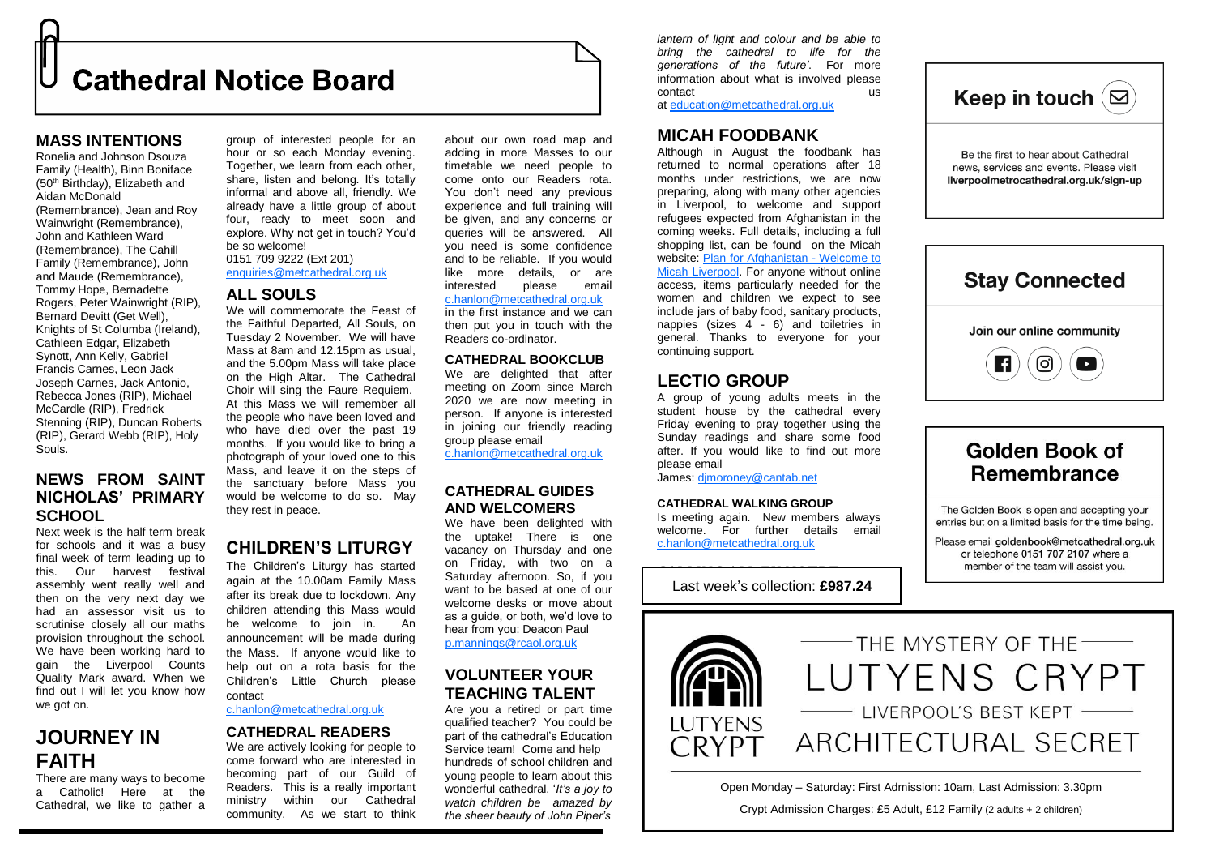# Cathedral Notice Board

## MASS INTENTIONS

Ronelia and Johnson Dsouza Family (Health), Binn Boniface (50th Birthday), Elizabeth and Aidan McDonald (Remembrance), Jean and Roy Wainwright (Remembrance), John and Kathleen Ward (Remembrance), The Cahill Family (Remembrance), John and Maude (Remembrance), Tommy Hope, Bernadette Rogers, Peter Wainwright (RIP), Bernard Devitt (Get Well), Knights of St Columba (Ireland), Cathleen Edgar, Elizabeth Synott, Ann Kelly, Gabriel Francis Carnes, Leon Jack Joseph Carnes, Jack Antonio, Rebecca Jones (RIP), Michael McCardle (RIP), Fredrick Stenning (RIP), Duncan Roberts (RIP), Gerard Webb (RIP), Holy Souls.

## NEWS FROM SAINT NICHOLAS' PRIMARY SCHOOL

Next week is the half term break for schools and it was a busy final week of term leading up to this. Our harvest festival assembly went really well and then on the very next day we had an assessor visit us to scrutinise closely all our maths provision throughout the school. We have been working hard to gain the Liverpool Counts Quality Mark award. When we find out I will let you know how we got on.

## JOURNEY IN FAITH

There are many ways to become a Catholic! Here at the Cathedral, we like to gather a group of interested people for an hour or so each Monday evening. Together, we learn from each other, share, listen and belong. It's totally informal and above all, friendly. We already have a little group of about four, ready to meet soon and explore. Why not get in touch? You'd be so welcome!
0151 709 9222 (Ext 201)
enquiries@metcathedral.org.uk

## ALL SOULS

We will commemorate the Feast of the Faithful Departed, All Souls, on Tuesday 2 November. We will have Mass at 8am and 12.15pm as usual, and the 5.00pm Mass will take place on the High Altar. The Cathedral Choir will sing the Faure Requiem. At this Mass we will remember all the people who have been loved and who have died over the past 19 months. If you would like to bring a photograph of your loved one to this Mass, and leave it on the steps of the sanctuary before Mass you would be welcome to do so. May they rest in peace.

## CHILDREN'S LITURGY

The Children's Liturgy has started again at the 10.00am Family Mass after its break due to lockdown. Any children attending this Mass would be welcome to join in. An announcement will be made during the Mass. If anyone would like to help out on a rota basis for the Children's Little Church please contact
c.hanlon@metcathedral.org.uk

### CATHEDRAL READERS

We are actively looking for people to come forward who are interested in becoming part of our Guild of Readers. This is a really important ministry within our Cathedral community. As we start to think about our own road map and adding in more Masses to our timetable we need people to come onto our Readers rota. You don't need any previous experience and full training will be given, and any concerns or queries will be answered. All you need is some confidence and to be reliable. If you would like more details, or are interested please email c.hanlon@metcathedral.org.uk in the first instance and we can then put you in touch with the Readers co-ordinator.

### CATHEDRAL BOOKCLUB

We are delighted that after meeting on Zoom since March 2020 we are now meeting in person. If anyone is interested in joining our friendly reading group please email
c.hanlon@metcathedral.org.uk

## CATHEDRAL GUIDES AND WELCOMERS

We have been delighted with the uptake! There is one vacancy on Thursday and one on Friday, with two on a Saturday afternoon. So, if you want to be based at one of our welcome desks or move about as a guide, or both, we'd love to hear from you: Deacon Paul
p.mannings@rcaol.org.uk

## VOLUNTEER YOUR TEACHING TALENT

Are you a retired or part time qualified teacher? You could be part of the cathedral's Education Service team! Come and help hundreds of school children and young people to learn about this wonderful cathedral. '*It's a joy to watch children be amazed by the sheer beauty of John Piper's lantern of light and colour and be able to bring the cathedral to life for the generations of the future'.* For more information about what is involved please contact us at education@metcathedral.org.uk

## MICAH FOODBANK

Although in August the foodbank has returned to normal operations after 18 months under restrictions, we are now preparing, along with many other agencies in Liverpool, to welcome and support refugees expected from Afghanistan in the coming weeks. Full details, including a full shopping list, can be found on the Micah website: Plan for Afghanistan - Welcome to Micah Liverpool. For anyone without online access, items particularly needed for the women and children we expect to see include jars of baby food, sanitary products, nappies (sizes 4 - 6) and toiletries in general. Thanks to everyone for your continuing support.

## LECTIO GROUP

A group of young adults meets in the student house by the cathedral every Friday evening to pray together using the Sunday readings and share some food after. If you would like to find out more please email
James: djmoroney@cantab.net

### CATHEDRAL WALKING GROUP

Is meeting again. New members always welcome. For further details email c.hanlon@metcathedral.org.uk

Last week's collection: **£987.24**

## Keep in touch

Be the first to hear about Cathedral news, services and events. Please visit **liverpoolmetrocathedral.org.uk/sign-up**

## Stay Connected

Join our online community

## Golden Book of Remembrance

The Golden Book is open and accepting your entries but on a limited basis for the time being.

Please email **goldenbook@metcathedral.org.uk** or telephone **0151 707 2107** where a member of the team will assist you.

LUTYENS CRYPT

THE MYSTERY OF THE LUTYENS CRYPT — LIVERPOOL'S BEST KEPT ARCHITECTURAL SECRET

Open Monday – Saturday: First Admission: 10am, Last Admission: 3.30pm

Crypt Admission Charges: £5 Adult, £12 Family (2 adults + 2 children)